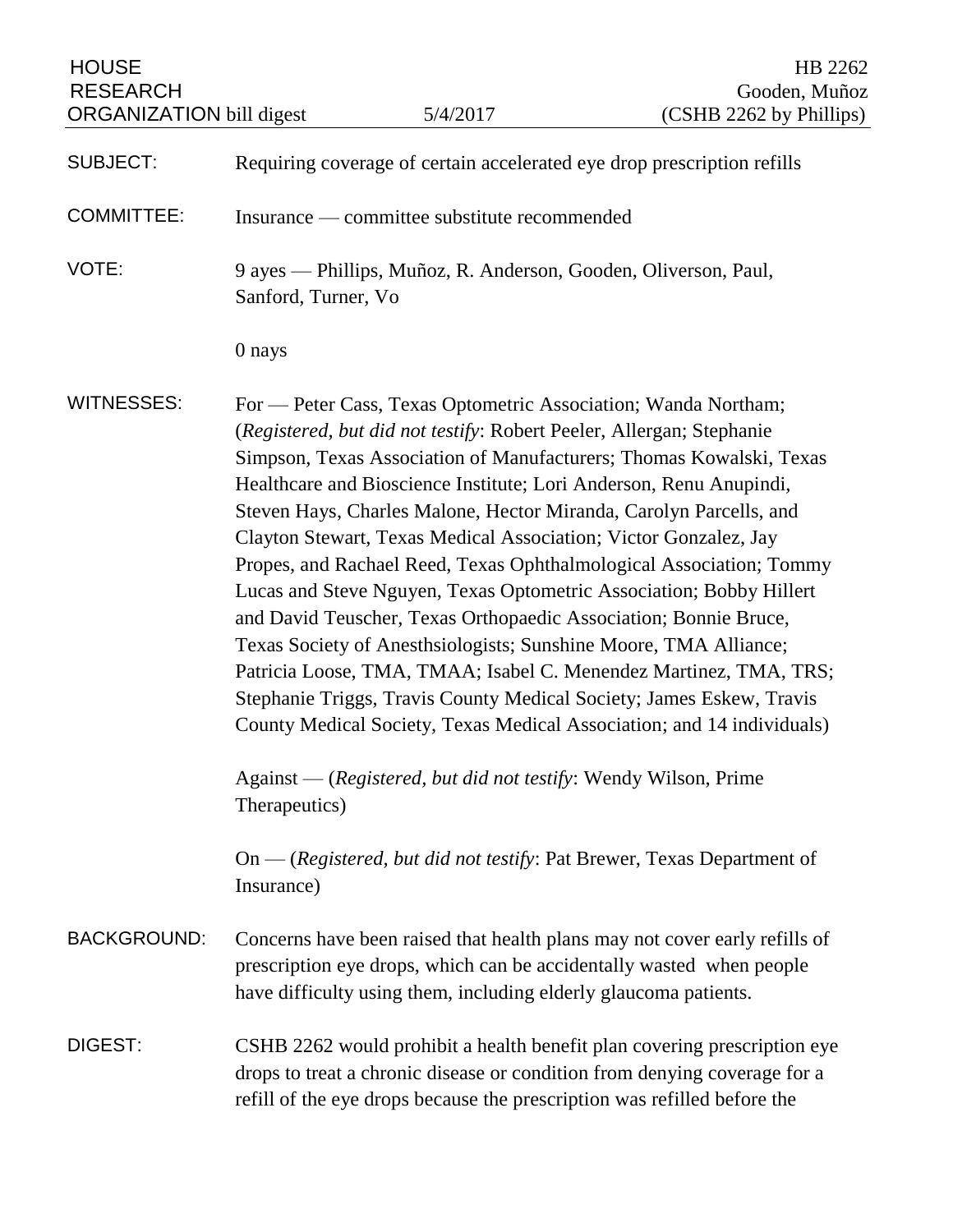HOUSE RESEARCH ORGANIZATION bill digest | 5/4/2017 | HB 2262 Gooden, Muñoz (CSHB 2262 by Phillips)

**SUBJECT:** Requiring coverage of certain accelerated eye drop prescription refills

**COMMITTEE:** Insurance — committee substitute recommended

**VOTE:** 9 ayes — Phillips, Muñoz, R. Anderson, Gooden, Oliverson, Paul, Sanford, Turner, Vo

0 nays

**WITNESSES:** For — Peter Cass, Texas Optometric Association; Wanda Northam; (*Registered, but did not testify*: Robert Peeler, Allergan; Stephanie Simpson, Texas Association of Manufacturers; Thomas Kowalski, Texas Healthcare and Bioscience Institute; Lori Anderson, Renu Anupindi, Steven Hays, Charles Malone, Hector Miranda, Carolyn Parcells, and Clayton Stewart, Texas Medical Association; Victor Gonzalez, Jay Propes, and Rachael Reed, Texas Ophthalmological Association; Tommy Lucas and Steve Nguyen, Texas Optometric Association; Bobby Hillert and David Teuscher, Texas Orthopaedic Association; Bonnie Bruce, Texas Society of Anesthsiologists; Sunshine Moore, TMA Alliance; Patricia Loose, TMA, TMAA; Isabel C. Menendez Martinez, TMA, TRS; Stephanie Triggs, Travis County Medical Society; James Eskew, Travis County Medical Society, Texas Medical Association; and 14 individuals)

Against — (*Registered, but did not testify*: Wendy Wilson, Prime Therapeutics)

On — (*Registered, but did not testify*: Pat Brewer, Texas Department of Insurance)

**BACKGROUND:** Concerns have been raised that health plans may not cover early refills of prescription eye drops, which can be accidentally wasted when people have difficulty using them, including elderly glaucoma patients.

**DIGEST:** CSHB 2262 would prohibit a health benefit plan covering prescription eye drops to treat a chronic disease or condition from denying coverage for a refill of the eye drops because the prescription was refilled before the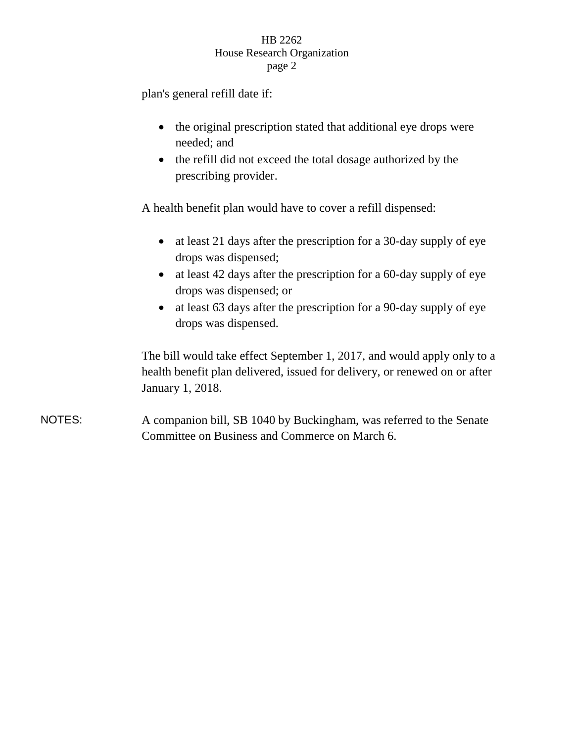plan's general refill date if:

- the original prescription stated that additional eye drops were needed; and
- the refill did not exceed the total dosage authorized by the prescribing provider.

A health benefit plan would have to cover a refill dispensed:

- at least 21 days after the prescription for a 30-day supply of eye drops was dispensed;
- at least 42 days after the prescription for a 60-day supply of eye drops was dispensed; or
- at least 63 days after the prescription for a 90-day supply of eye drops was dispensed.

The bill would take effect September 1, 2017, and would apply only to a health benefit plan delivered, issued for delivery, or renewed on or after January 1, 2018.

NOTES: A companion bill, SB 1040 by Buckingham, was referred to the Senate Committee on Business and Commerce on March 6.